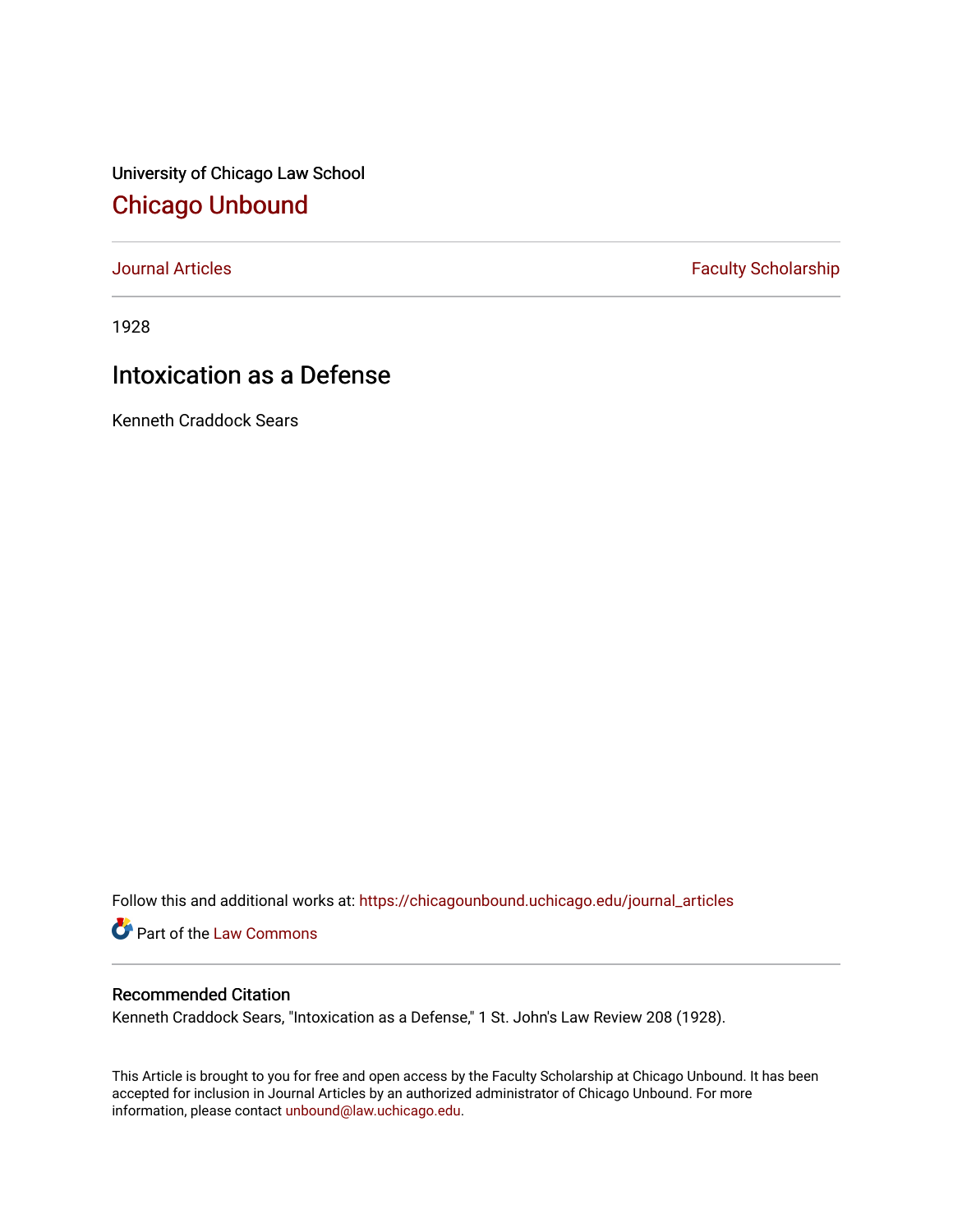University of Chicago Law School

# Chicago Unbound

Journal Articles | Faculty Scholarship

1928

## Intoxication as a Defense

Kenneth Craddock Sears

Follow this and additional works at: https://chicagounbound.uchicago.edu/journal_articles

Part of the Law Commons

### Recommended Citation

Kenneth Craddock Sears, "Intoxication as a Defense," 1 St. John's Law Review 208 (1928).

This Article is brought to you for free and open access by the Faculty Scholarship at Chicago Unbound. It has been accepted for inclusion in Journal Articles by an authorized administrator of Chicago Unbound. For more information, please contact unbound@law.uchicago.edu.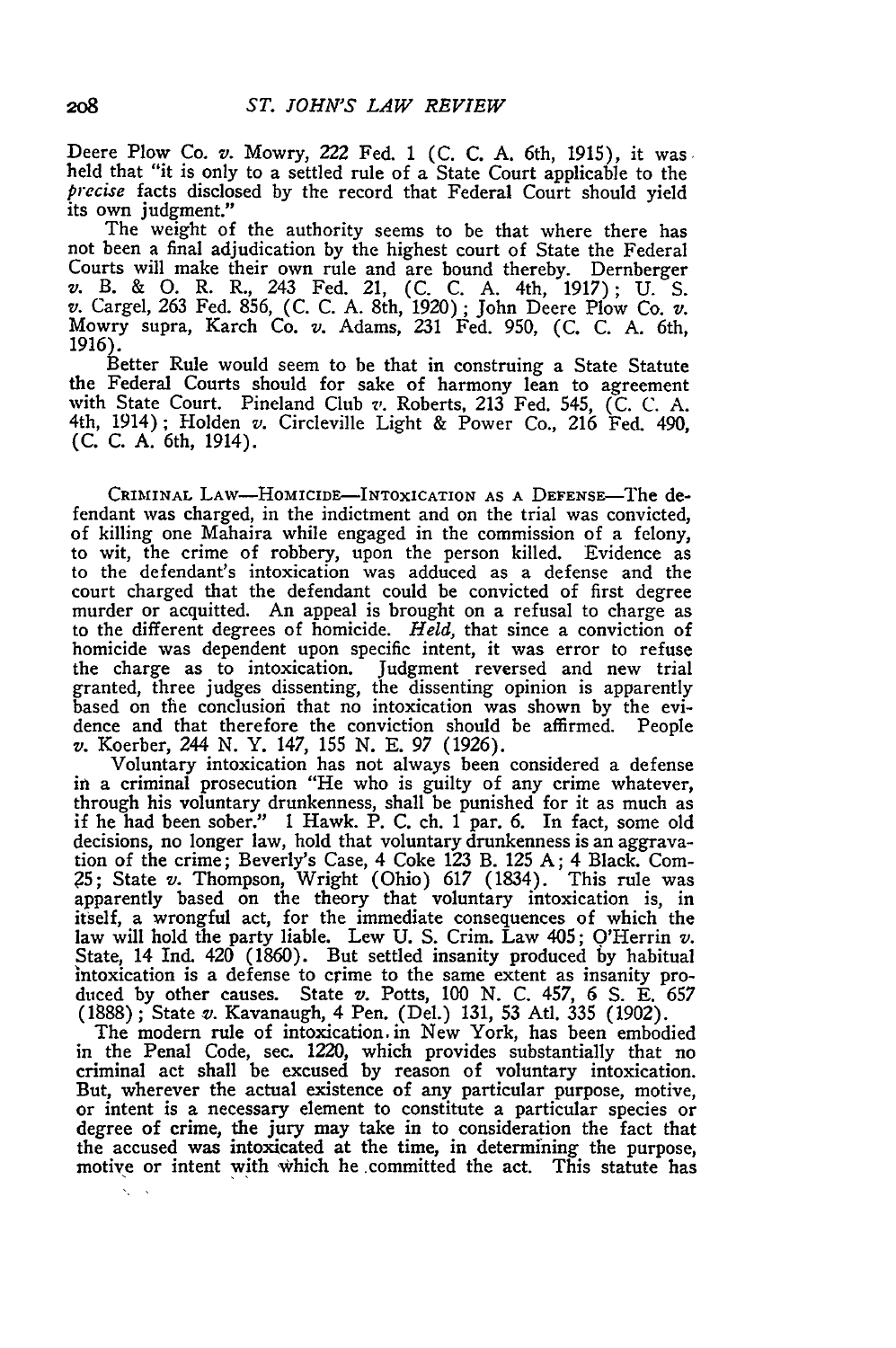Deere Plow Co. *v.* Mowry, 222 Fed. 1 (C. C. A. 6th, 1915), it was held that "it is only to a settled rule of a State Court applicable to the *precise* facts disclosed by the record that Federal Court should yield its own judgment."

The weight of the authority seems to be that where there has not been a final adjudication by the highest court of State the Federal Courts will make their own rule and are bound thereby. Dernberger *v.* B. & O. R. R., 243 Fed. 21, (C. C. A. 4th, 1917); U. S. *v.* Cargel, 263 Fed. 856, (C. C. A. 8th, 1920); John Deere Plow Co. *v.* Mowry supra, Karch Co. *v.* Adams, 231 Fed. 950, (C. C. A. 6th, 1916).

Better Rule would seem to be that in construing a State Statute the Federal Courts should for sake of harmony lean to agreement with State Court. Pineland Club *v.* Roberts, 213 Fed. 545, (C. C. A. 4th, 1914); Holden *v.* Circleville Light & Power Co., 216 Fed. 490, (C. C. A. 6th, 1914).

CRIMINAL LAW—HOMICIDE—INTOXICATION AS A DEFENSE—The defendant was charged, in the indictment and on the trial was convicted, of killing one Mahaira while engaged in the commission of a felony, to wit, the crime of robbery, upon the person killed. Evidence as to the defendant's intoxication was adduced as a defense and the court charged that the defendant could be convicted of first degree murder or acquitted. An appeal is brought on a refusal to charge as to the different degrees of homicide. *Held,* that since a conviction of homicide was dependent upon specific intent, it was error to refuse the charge as to intoxication. Judgment reversed and new trial granted, three judges dissenting, the dissenting opinion is apparently based on the conclusion that no intoxication was shown by the evidence and that therefore the conviction should be affirmed. People *v.* Koerber, 244 N. Y. 147, 155 N. E. 97 (1926).

Voluntary intoxication has not always been considered a defense in a criminal prosecution "He who is guilty of any crime whatever, through his voluntary drunkenness, shall be punished for it as much as if he had been sober." 1 Hawk. P. C. ch. 1 par. 6. In fact, some old decisions, no longer law, hold that voluntary drunkenness is an aggravation of the crime; Beverly's Case, 4 Coke 123 B. 125 A; 4 Black. Com. 25; State *v.* Thompson, Wright (Ohio) 617 (1834). This rule was apparently based on the theory that voluntary intoxication is, in itself, a wrongful act, for the immediate consequences of which the law will hold the party liable. Lew U. S. Crim. Law 405; O'Herrin *v.* State, 14 Ind. 420 (1860). But settled insanity produced by habitual intoxication is a defense to crime to the same extent as insanity produced by other causes. State *v.* Potts, 100 N. C. 457, 6 S. E. 657 (1888); State *v.* Kavanaugh, 4 Pen. (Del.) 131, 53 Atl. 335 (1902).

The modern rule of intoxication in New York, has been embodied in the Penal Code, sec. 1220, which provides substantially that no criminal act shall be excused by reason of voluntary intoxication. But, wherever the actual existence of any particular purpose, motive, or intent is a necessary element to constitute a particular species or degree of crime, the jury may take in to consideration the fact that the accused was intoxicated at the time, in determining the purpose, motive or intent with which he committed the act. This statute has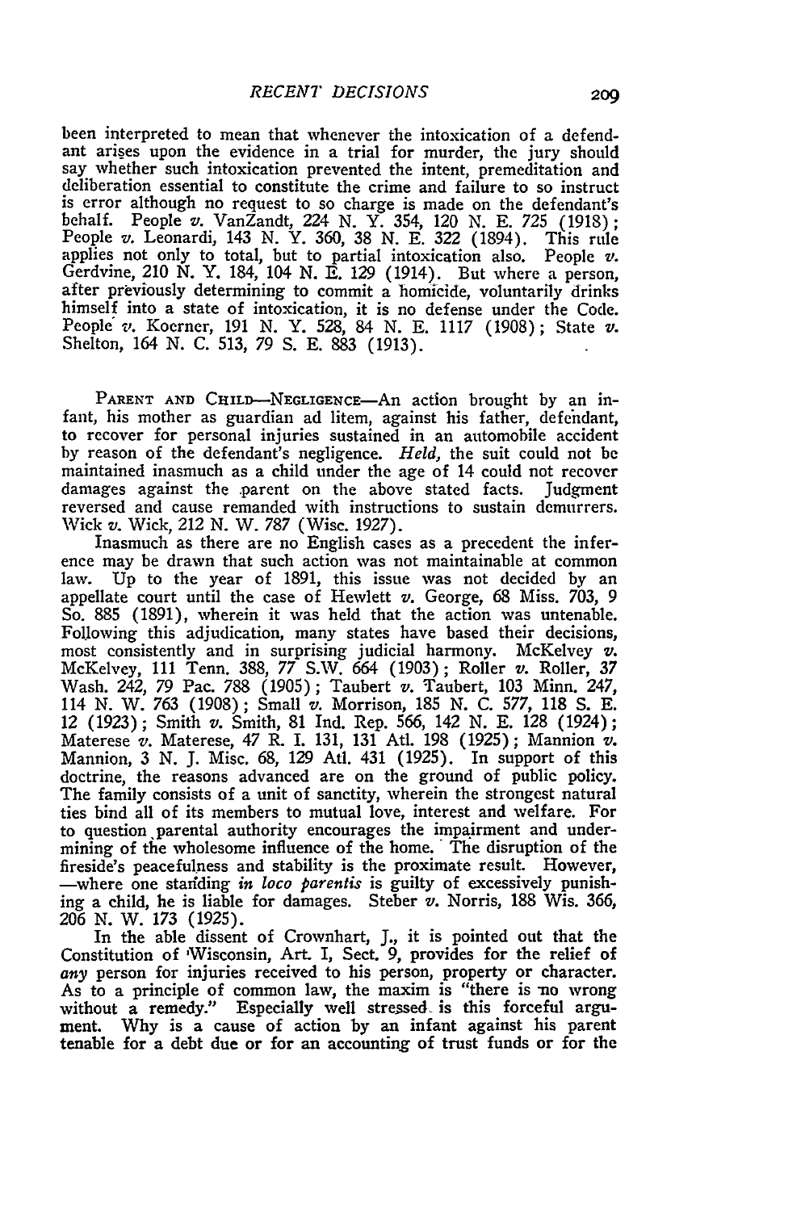been interpreted to mean that whenever the intoxication of a defendant arises upon the evidence in a trial for murder, the jury should say whether such intoxication prevented the intent, premeditation and deliberation essential to constitute the crime and failure to so instruct is error although no request to so charge is made on the defendant's behalf. People *v.* VanZandt, 224 N. Y. 354, 120 N. E. 725 (1918); People *v.* Leonardi, 143 N. Y. 360, 38 N. E. 322 (1894). This rule applies not only to total, but to partial intoxication also. People *v.* Gerdvine, 210 N. Y. 184, 104 N. E. 129 (1914). But where a person, after previously determining to commit a homicide, voluntarily drinks himself into a state of intoxication, it is no defense under the Code. People *v.* Koerner, 191 N. Y. 528, 84 N. E. 1117 (1908); State *v.* Shelton, 164 N. C. 513, 79 S. E. 883 (1913).

PARENT AND CHILD—NEGLIGENCE—An action brought by an infant, his mother as guardian ad litem, against his father, defendant, to recover for personal injuries sustained in an automobile accident by reason of the defendant's negligence. *Held,* the suit could not be maintained inasmuch as a child under the age of 14 could not recover damages against the parent on the above stated facts. Judgment reversed and cause remanded with instructions to sustain demurrers. Wick *v.* Wick, 212 N. W. 787 (Wisc. 1927).

Inasmuch as there are no English cases as a precedent the inference may be drawn that such action was not maintainable at common law. Up to the year of 1891, this issue was not decided by an appellate court until the case of Hewlett *v.* George, 68 Miss. 703, 9 So. 885 (1891), wherein it was held that the action was untenable. Following this adjudication, many states have based their decisions, most consistently and in surprising judicial harmony. McKelvey *v.* McKelvey, 111 Tenn. 388, 77 S.W. 664 (1903); Roller *v.* Roller, 37 Wash. 242, 79 Pac. 788 (1905); Taubert *v.* Taubert, 103 Minn. 247, 114 N. W. 763 (1908); Small *v.* Morrison, 185 N. C. 577, 118 S. E. 12 (1923); Smith *v.* Smith, 81 Ind. Rep. 566, 142 N. E. 128 (1924); Materese *v.* Materese, 47 R. I. 131, 131 Atl. 198 (1925); Mannion *v.* Mannion, 3 N. J. Misc. 68, 129 Atl. 431 (1925). In support of this doctrine, the reasons advanced are on the ground of public policy. The family consists of a unit of sanctity, wherein the strongest natural ties bind all of its members to mutual love, interest and welfare. For to question parental authority encourages the impairment and undermining of the wholesome influence of the home. The disruption of the fireside's peacefulness and stability is the proximate result. However, —where one standing *in loco parentis* is guilty of excessively punishing a child, he is liable for damages. Steber *v.* Norris, 188 Wis. 366, 206 N. W. 173 (1925).

In the able dissent of Crownhart, J., it is pointed out that the Constitution of Wisconsin, Art. I, Sect. 9, provides for the relief of *any* person for injuries received to his person, property or character. As to a principle of common law, the maxim is "there is no wrong without a remedy." Especially well stressed is this forceful argument. Why is a cause of action by an infant against his parent tenable for a debt due or for an accounting of trust funds or for the